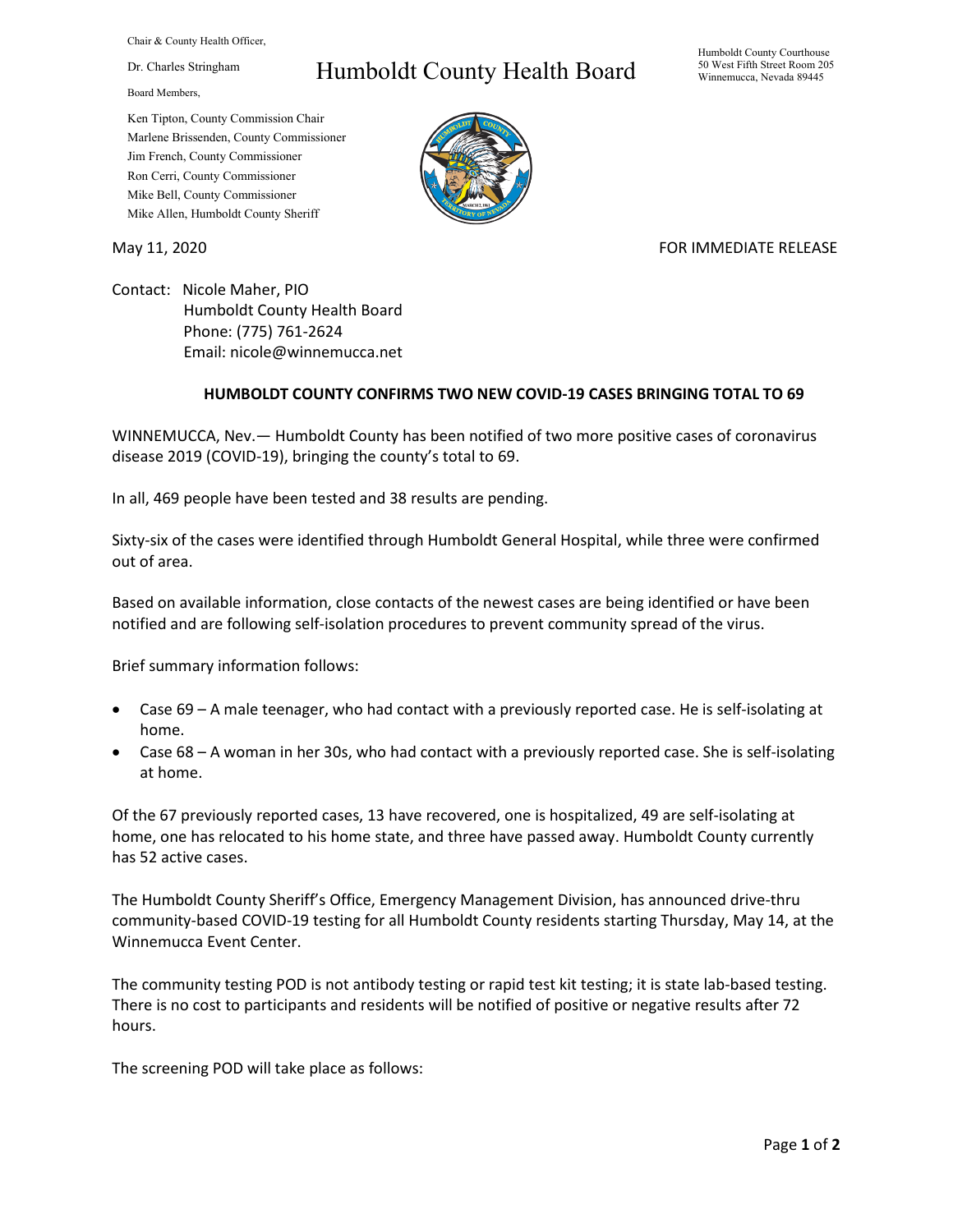Chair & County Health Officer,

Dr. Charles Stringham

Board Members,

Ken Tipton, County Commission Chair
Marlene Brissenden, County Commissioner
Jim French, County Commissioner
Ron Cerri, County Commissioner
Mike Bell, County Commissioner
Mike Allen, Humboldt County Sheriff

# Humboldt County Health Board

Humboldt County Courthouse
50 West Fifth Street Room 205
Winnemucca, Nevada 89445

May 11, 2020

FOR IMMEDIATE RELEASE

Contact: Nicole Maher, PIO
Humboldt County Health Board
Phone: (775) 761-2624
Email: nicole@winnemucca.net

## HUMBOLDT COUNTY CONFIRMS TWO NEW COVID-19 CASES BRINGING TOTAL TO 69

WINNEMUCCA, Nev.— Humboldt County has been notified of two more positive cases of coronavirus disease 2019 (COVID-19), bringing the county's total to 69.

In all, 469 people have been tested and 38 results are pending.

Sixty-six of the cases were identified through Humboldt General Hospital, while three were confirmed out of area.

Based on available information, close contacts of the newest cases are being identified or have been notified and are following self-isolation procedures to prevent community spread of the virus.

Brief summary information follows:

- Case 69 – A male teenager, who had contact with a previously reported case. He is self-isolating at home.
- Case 68 – A woman in her 30s, who had contact with a previously reported case. She is self-isolating at home.

Of the 67 previously reported cases, 13 have recovered, one is hospitalized, 49 are self-isolating at home, one has relocated to his home state, and three have passed away. Humboldt County currently has 52 active cases.

The Humboldt County Sheriff's Office, Emergency Management Division, has announced drive-thru community-based COVID-19 testing for all Humboldt County residents starting Thursday, May 14, at the Winnemucca Event Center.

The community testing POD is not antibody testing or rapid test kit testing; it is state lab-based testing. There is no cost to participants and residents will be notified of positive or negative results after 72 hours.

The screening POD will take place as follows: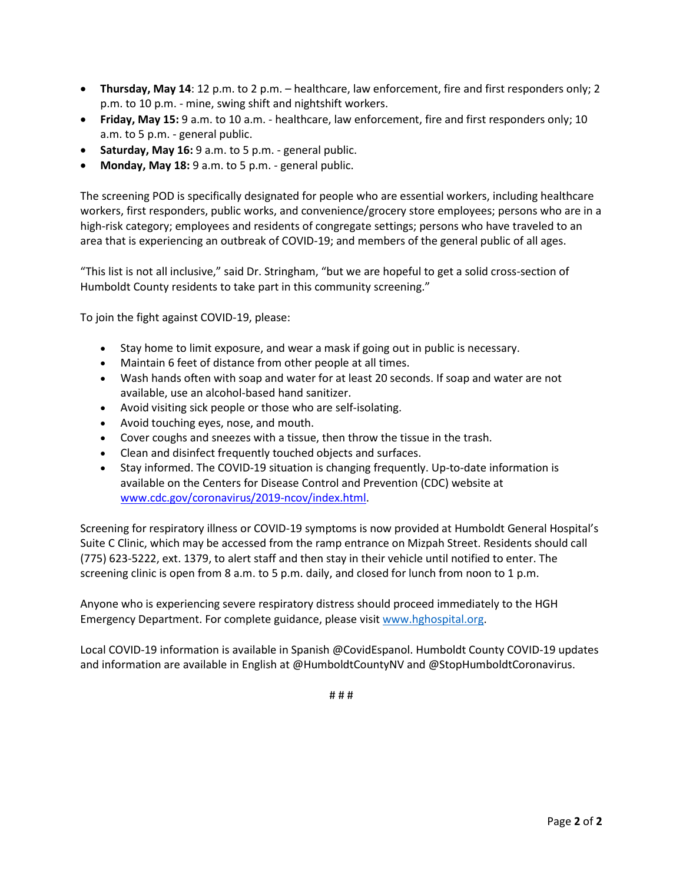- **Thursday, May 14**: 12 p.m. to 2 p.m. – healthcare, law enforcement, fire and first responders only; 2 p.m. to 10 p.m. - mine, swing shift and nightshift workers.
- **Friday, May 15:** 9 a.m. to 10 a.m. - healthcare, law enforcement, fire and first responders only; 10 a.m. to 5 p.m. - general public.
- **Saturday, May 16:** 9 a.m. to 5 p.m. - general public.
- **Monday, May 18:** 9 a.m. to 5 p.m. - general public.

The screening POD is specifically designated for people who are essential workers, including healthcare workers, first responders, public works, and convenience/grocery store employees; persons who are in a high-risk category; employees and residents of congregate settings; persons who have traveled to an area that is experiencing an outbreak of COVID-19; and members of the general public of all ages.

"This list is not all inclusive," said Dr. Stringham, "but we are hopeful to get a solid cross-section of Humboldt County residents to take part in this community screening."

To join the fight against COVID-19, please:

- Stay home to limit exposure, and wear a mask if going out in public is necessary.
- Maintain 6 feet of distance from other people at all times.
- Wash hands often with soap and water for at least 20 seconds. If soap and water are not available, use an alcohol-based hand sanitizer.
- Avoid visiting sick people or those who are self-isolating.
- Avoid touching eyes, nose, and mouth.
- Cover coughs and sneezes with a tissue, then throw the tissue in the trash.
- Clean and disinfect frequently touched objects and surfaces.
- Stay informed. The COVID-19 situation is changing frequently. Up-to-date information is available on the Centers for Disease Control and Prevention (CDC) website at www.cdc.gov/coronavirus/2019-ncov/index.html.

Screening for respiratory illness or COVID-19 symptoms is now provided at Humboldt General Hospital's Suite C Clinic, which may be accessed from the ramp entrance on Mizpah Street. Residents should call (775) 623-5222, ext. 1379, to alert staff and then stay in their vehicle until notified to enter. The screening clinic is open from 8 a.m. to 5 p.m. daily, and closed for lunch from noon to 1 p.m.

Anyone who is experiencing severe respiratory distress should proceed immediately to the HGH Emergency Department. For complete guidance, please visit www.hghospital.org.

Local COVID-19 information is available in Spanish @CovidEspanol. Humboldt County COVID-19 updates and information are available in English at @HumboldtCountyNV and @StopHumboldtCoronavirus.

# # #